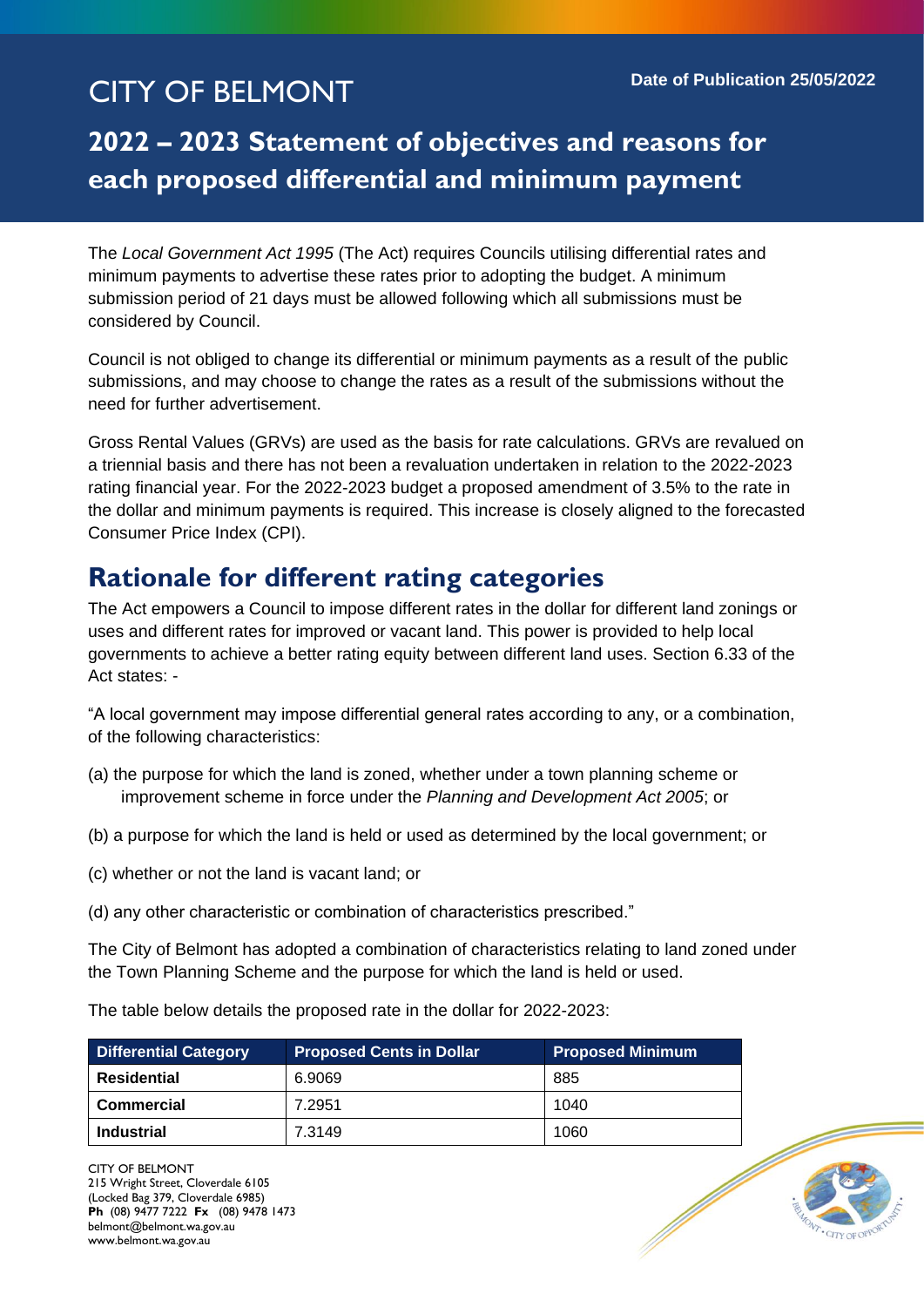CITY OF BELMONT

Date of Publication 25/05/2022

# 2022 – 2023 Statement of objectives and reasons for each proposed differential and minimum payment

The *Local Government Act 1995* (The Act) requires Councils utilising differential rates and minimum payments to advertise these rates prior to adopting the budget. A minimum submission period of 21 days must be allowed following which all submissions must be considered by Council.

Council is not obliged to change its differential or minimum payments as a result of the public submissions, and may choose to change the rates as a result of the submissions without the need for further advertisement.

Gross Rental Values (GRVs) are used as the basis for rate calculations. GRVs are revalued on a triennial basis and there has not been a revaluation undertaken in relation to the 2022-2023 rating financial year. For the 2022-2023 budget a proposed amendment of 3.5% to the rate in the dollar and minimum payments is required. This increase is closely aligned to the forecasted Consumer Price Index (CPI).

## Rationale for different rating categories

The Act empowers a Council to impose different rates in the dollar for different land zonings or uses and different rates for improved or vacant land. This power is provided to help local governments to achieve a better rating equity between different land uses. Section 6.33 of the Act states: -

"A local government may impose differential general rates according to any, or a combination, of the following characteristics:

(a) the purpose for which the land is zoned, whether under a town planning scheme or improvement scheme in force under the *Planning and Development Act 2005*; or

(b) a purpose for which the land is held or used as determined by the local government; or

(c) whether or not the land is vacant land; or

(d) any other characteristic or combination of characteristics prescribed."

The City of Belmont has adopted a combination of characteristics relating to land zoned under the Town Planning Scheme and the purpose for which the land is held or used.

The table below details the proposed rate in the dollar for 2022-2023:

| Differential Category | Proposed Cents in Dollar | Proposed Minimum |
|---|---|---|
| **Residential** | 6.9069 | 885 |
| **Commercial** | 7.2951 | 1040 |
| **Industrial** | 7.3149 | 1060 |

CITY OF BELMONT
215 Wright Street, Cloverdale 6105
(Locked Bag 379, Cloverdale 6985)
**Ph** (08) 9477 7222 **Fx** (08) 9478 1473
belmont@belmont.wa.gov.au
www.belmont.wa.gov.au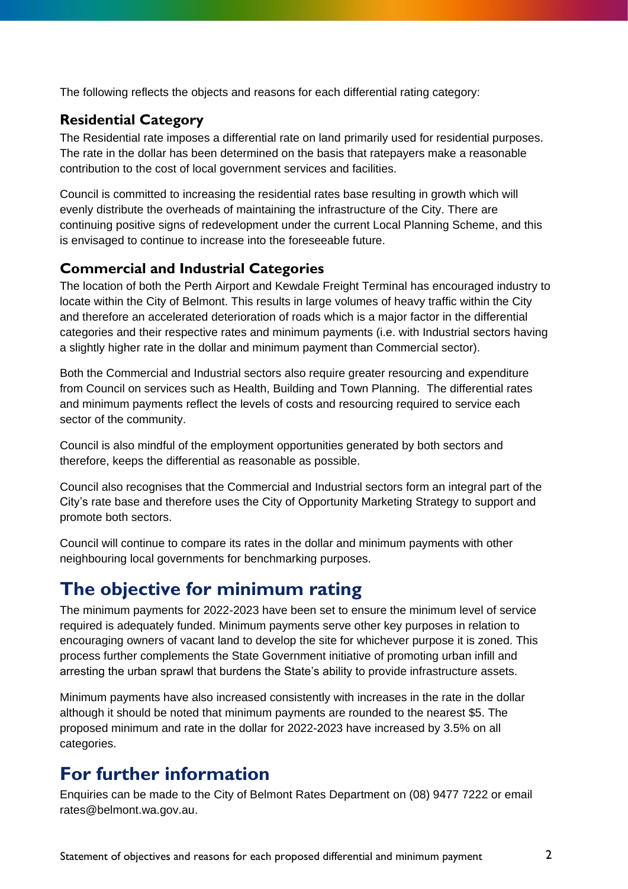The following reflects the objects and reasons for each differential rating category:

### Residential Category

The Residential rate imposes a differential rate on land primarily used for residential purposes. The rate in the dollar has determined on the basis that ratepayers make a reasonable contribution to the cost of local government services and facilities.

Council is committed to increasing the residential rates base resulting in growth which will evenly distribute the overheads of maintaining the infrastructure of the City. There are continuing positive signs of redevelopment under the current Local Planning Scheme, and this is envisaged to continue to increase into the foreseeable future.

### Commercial and Industrial Categories

The location of both the Perth Airport and Kewdale Freight Terminal has encouraged industry to locate within the City of Belmont. This results in large volumes of heavy traffic within the City and therefore an accelerated deterioration of roads which is a major factor in the differential categories and their respective rates and minimum payments (i.e. with Industrial sectors having a slightly higher rate in the dollar and minimum payment than Commercial sector).

Both the Commercial and Industrial sectors also require greater resourcing and expenditure from Council on services such as Health, Building and Town Planning. The differential rates and minimum payments reflect the levels of costs and resourcing required to service each sector of the community.

Council is also mindful of the employment opportunities generated by both sectors and therefore, keeps the differential as reasonable as possible.

Council also recognises that the Commercial and Industrial sectors form an integral part of the City's rate base and therefore uses the City of Opportunity Marketing Strategy to support and promote both sectors.

Council will continue to compare its rates in the dollar and minimum payments with other neighbouring local governments for benchmarking purposes.

## The objective for minimum rating

The minimum payments for 2022-2023 have been set to ensure the minimum level of service required is adequately funded. Minimum payments serve other key purposes in relation to encouraging owners of vacant land to develop the site for whichever purpose it is zoned. This process further complements the State Government initiative of promoting urban infill and arresting the urban sprawl that burdens the State's ability to provide infrastructure assets.

Minimum payments have also increased consistently with increases in the rate in the dollar although it should be noted that minimum payments are rounded to the nearest $5. The proposed minimum and rate in the dollar for 2022-2023 have increased by 3.5% on all categories.

## For further information

Enquiries can be made to the City of Belmont Rates Department on (08) 9477 7222 or email rates@belmont.wa.gov.au.